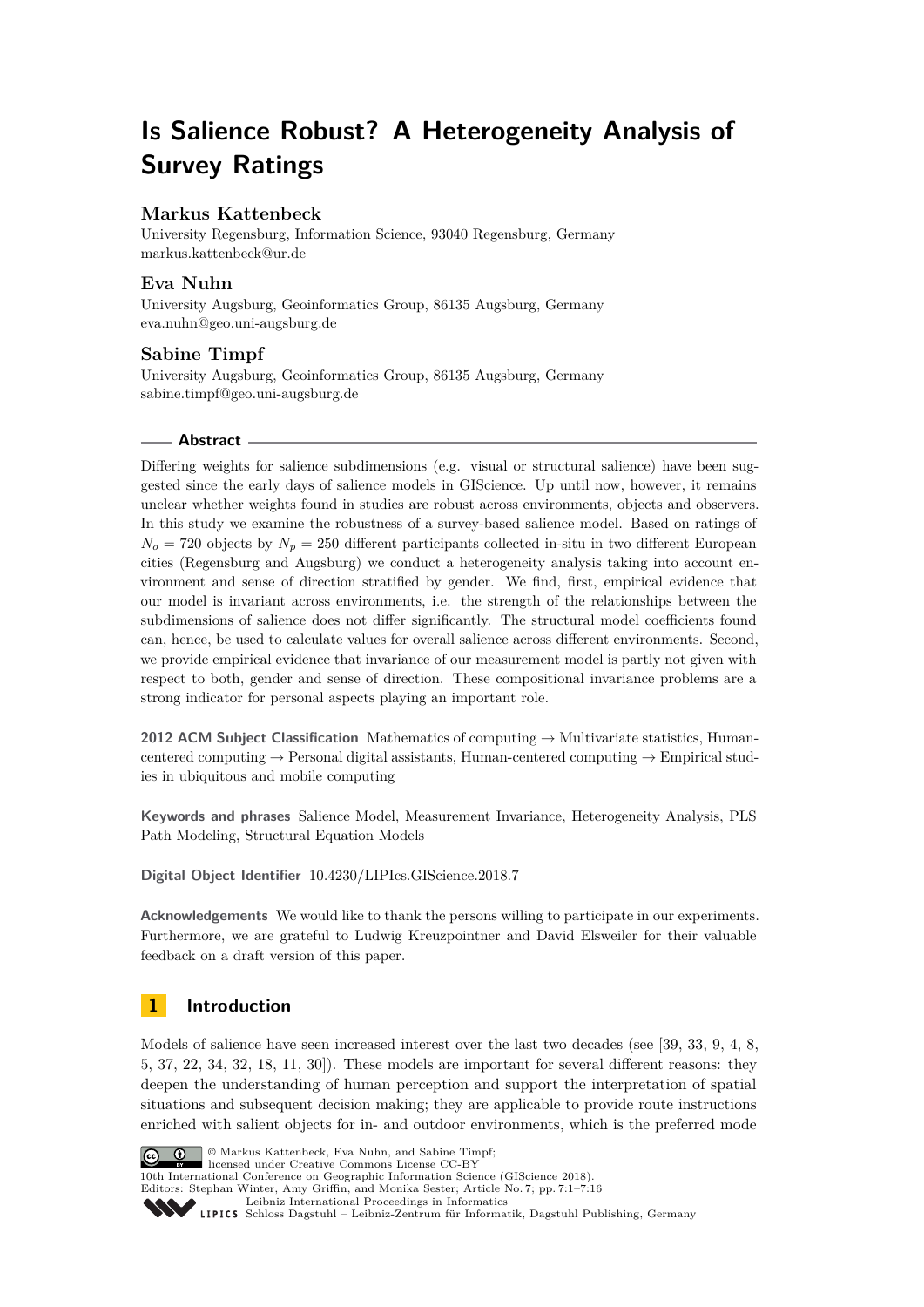# Is Salience Robust? A Heterogeneity Analysis of Survey Ratings

**Markus Kattenbeck**
University Regensburg, Information Science, 93040 Regensburg, Germany
markus.kattenbeck@ur.de

**Eva Nuhn**
University Augsburg, Geoinformatics Group, 86135 Augsburg, Germany
eva.nuhn@geo.uni-augsburg.de

**Sabine Timpf**
University Augsburg, Geoinformatics Group, 86135 Augsburg, Germany
sabine.timpf@geo.uni-augsburg.de

## Abstract

Differing weights for salience subdimensions (e.g. visual or structural salience) have been suggested since the early days of salience models in GIScience. Up until now, however, it remains unclear whether weights found in studies are robust across environments, objects and observers. In this study we examine the robustness of a survey-based salience model. Based on ratings of $N_o = 720$ objects by $N_p = 250$ different participants collected in-situ in two different European cities (Regensburg and Augsburg) we conduct a heterogeneity analysis taking into account environment and sense of direction stratified by gender. We find, first, empirical evidence that our model is invariant across environments, i.e. the strength of the relationships between the subdimensions of salience does not differ significantly. The structural model coefficients found can, hence, be used to calculate values for overall salience across different environments. Second, we provide empirical evidence that invariance of our measurement model is partly not given with respect to both, gender and sense of direction. These compositional invariance problems are a strong indicator for personal aspects playing an important role.

**2012 ACM Subject Classification** Mathematics of computing → Multivariate statistics, Human-centered computing → Personal digital assistants, Human-centered computing → Empirical studies in ubiquitous and mobile computing

**Keywords and phrases** Salience Model, Measurement Invariance, Heterogeneity Analysis, PLS Path Modeling, Structural Equation Models

**Digital Object Identifier** 10.4230/LIPIcs.GIScience.2018.7

**Acknowledgements** We would like to thank the persons willing to participate in our experiments. Furthermore, we are grateful to Ludwig Kreuzpointner and David Elsweiler for their valuable feedback on a draft version of this paper.

## 1 Introduction

Models of salience have seen increased interest over the last two decades (see [39, 33, 9, 4, 8, 5, 37, 22, 34, 32, 18, 11, 30]). These models are important for several different reasons: they deepen the understanding of human perception and support the interpretation of spatial situations and subsequent decision making; they are applicable to provide route instructions enriched with salient objects for in- and outdoor environments, which is the preferred mode

© Markus Kattenbeck, Eva Nuhn, and Sabine Timpf;
licensed under Creative Commons License CC-BY
10th International Conference on Geographic Information Science (GIScience 2018).
Editors: Stephan Winter, Amy Griffin, and Monika Sester; Article No. 7; pp. 7:1–7:16
Leibniz International Proceedings in Informatics
Schloss Dagstuhl – Leibniz-Zentrum für Informatik, Dagstuhl Publishing, Germany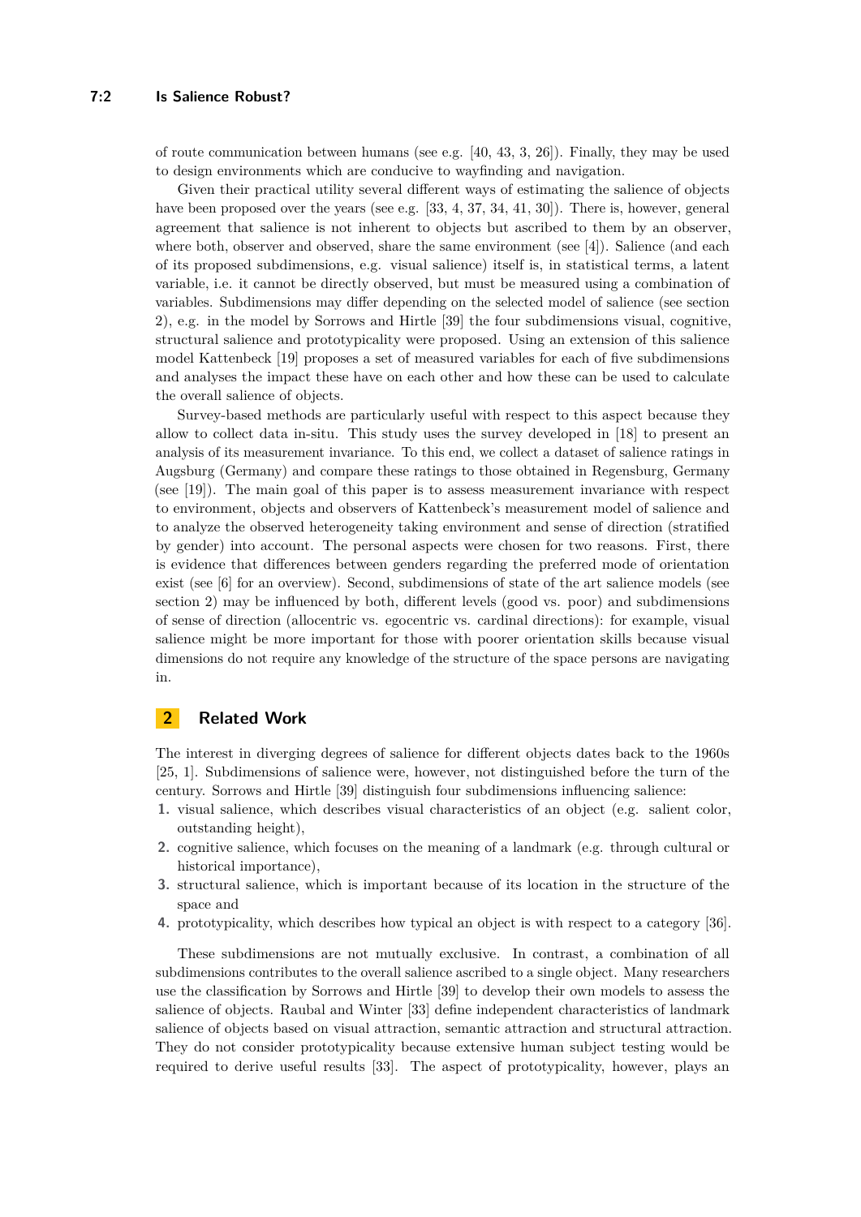of route communication between humans (see e.g. [40, 43, 3, 26]). Finally, they may be used to design environments which are conducive to wayfinding and navigation.

Given their practical utility several different ways of estimating the salience of objects have been proposed over the years (see e.g. [33, 4, 37, 34, 41, 30]). There is, however, general agreement that salience is not inherent to objects but ascribed to them by an observer, where both, observer and observed, share the same environment (see [4]). Salience (and each of its proposed subdimensions, e.g. visual salience) itself is, in statistical terms, a latent variable, i.e. it cannot be directly observed, but must be measured using a combination of variables. Subdimensions may differ depending on the selected model of salience (see section 2), e.g. in the model by Sorrows and Hirtle [39] the four subdimensions visual, cognitive, structural salience and prototypicality were proposed. Using an extension of this salience model Kattenbeck [19] proposes a set of measured variables for each of five subdimensions and analyses the impact these have on each other and how these can be used to calculate the overall salience of objects.

Survey-based methods are particularly useful with respect to this aspect because they allow to collect data in-situ. This study uses the survey developed in [18] to present an analysis of its measurement invariance. To this end, we collect a dataset of salience ratings in Augsburg (Germany) and compare these ratings to those obtained in Regensburg, Germany (see [19]). The main goal of this paper is to assess measurement invariance with respect to environment, objects and observers of Kattenbeck's measurement model of salience and to analyze the observed heterogeneity taking environment and sense of direction (stratified by gender) into account. The personal aspects were chosen for two reasons. First, there is evidence that differences between genders regarding the preferred mode of orientation exist (see [6] for an overview). Second, subdimensions of state of the art salience models (see section 2) may be influenced by both, different levels (good vs. poor) and subdimensions of sense of direction (allocentric vs. egocentric vs. cardinal directions): for example, visual salience might be more important for those with poorer orientation skills because visual dimensions do not require any knowledge of the structure of the space persons are navigating in.

## 2 Related Work

The interest in diverging degrees of salience for different objects dates back to the 1960s [25, 1]. Subdimensions of salience were, however, not distinguished before the turn of the century. Sorrows and Hirtle [39] distinguish four subdimensions influencing salience:

1. visual salience, which describes visual characteristics of an object (e.g. salient color, outstanding height),
2. cognitive salience, which focuses on the meaning of a landmark (e.g. through cultural or historical importance),
3. structural salience, which is important because of its location in the structure of the space and
4. prototypicality, which describes how typical an object is with respect to a category [36].

These subdimensions are not mutually exclusive. In contrast, a combination of all subdimensions contributes to the overall salience ascribed to a single object. Many researchers use the classification by Sorrows and Hirtle [39] to develop their own models to assess the salience of objects. Raubal and Winter [33] define independent characteristics of landmark salience of objects based on visual attraction, semantic attraction and structural attraction. They do not consider prototypicality because extensive human subject testing would be required to derive useful results [33]. The aspect of prototypicality, however, plays an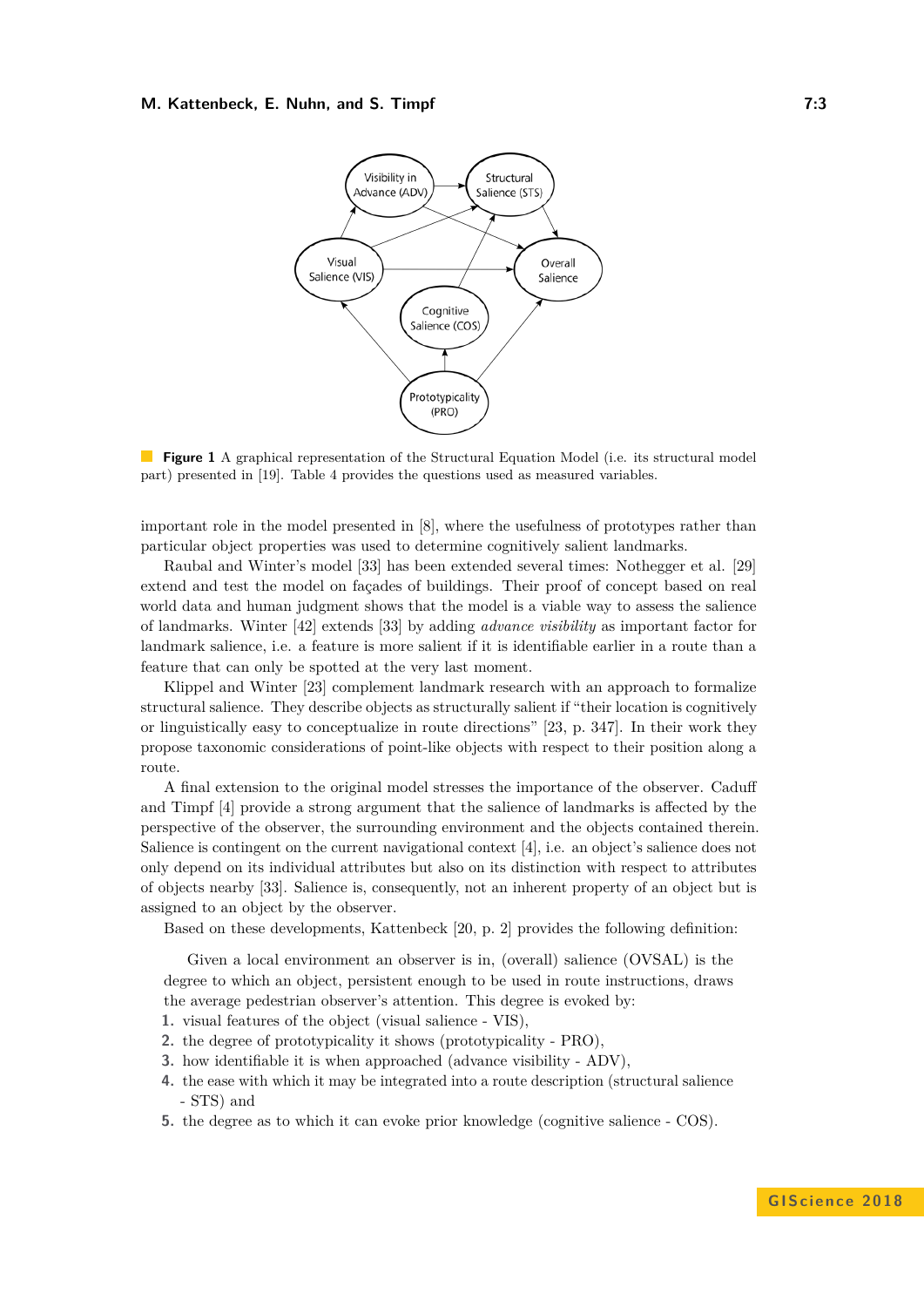**Figure 1** A graphical representation of the Structural Equation Model (i.e. its structural model part) presented in [19]. Table 4 provides the questions used as measured variables.

important role in the model presented in [8], where the usefulness of prototypes rather than particular object properties was used to determine cognitively salient landmarks.

Raubal and Winter's model [33] has been extended several times: Nothegger et al. [29] extend and test the model on façades of buildings. Their proof of concept based on real world data and human judgment shows that the model is a viable way to assess the salience of landmarks. Winter [42] extends [33] by adding *advance visibility* as important factor for landmark salience, i.e. a feature is more salient if it is identifiable earlier in a route than a feature that can only be spotted at the very last moment.

Klippel and Winter [23] complement landmark research with an approach to formalize structural salience. They describe objects as structurally salient if "their location is cognitively or linguistically easy to conceptualize in route directions" [23, p. 347]. In their work they propose taxonomic considerations of point-like objects with respect to their position along a route.

A final extension to the original model stresses the importance of the observer. Caduff and Timpf [4] provide a strong argument that the salience of landmarks is affected by the perspective of the observer, the surrounding environment and the objects contained therein. Salience is contingent on the current navigational context [4], i.e. an object's salience does not only depend on its individual attributes but also on its distinction with respect to attributes of objects nearby [33]. Salience is, consequently, not an inherent property of an object but is assigned to an object by the observer.

Based on these developments, Kattenbeck [20, p. 2] provides the following definition:

> Given a local environment an observer is in, (overall) salience (OVSAL) is the degree to which an object, persistent enough to be used in route instructions, draws the average pedestrian observer's attention. This degree is evoked by:
>
> 1. visual features of the object (visual salience - VIS),
> 2. the degree of prototypicality it shows (prototypicality - PRO),
> 3. how identifiable it is when approached (advance visibility - ADV),
> 4. the ease with which it may be integrated into a route description (structural salience - STS) and
> 5. the degree as to which it can evoke prior knowledge (cognitive salience - COS).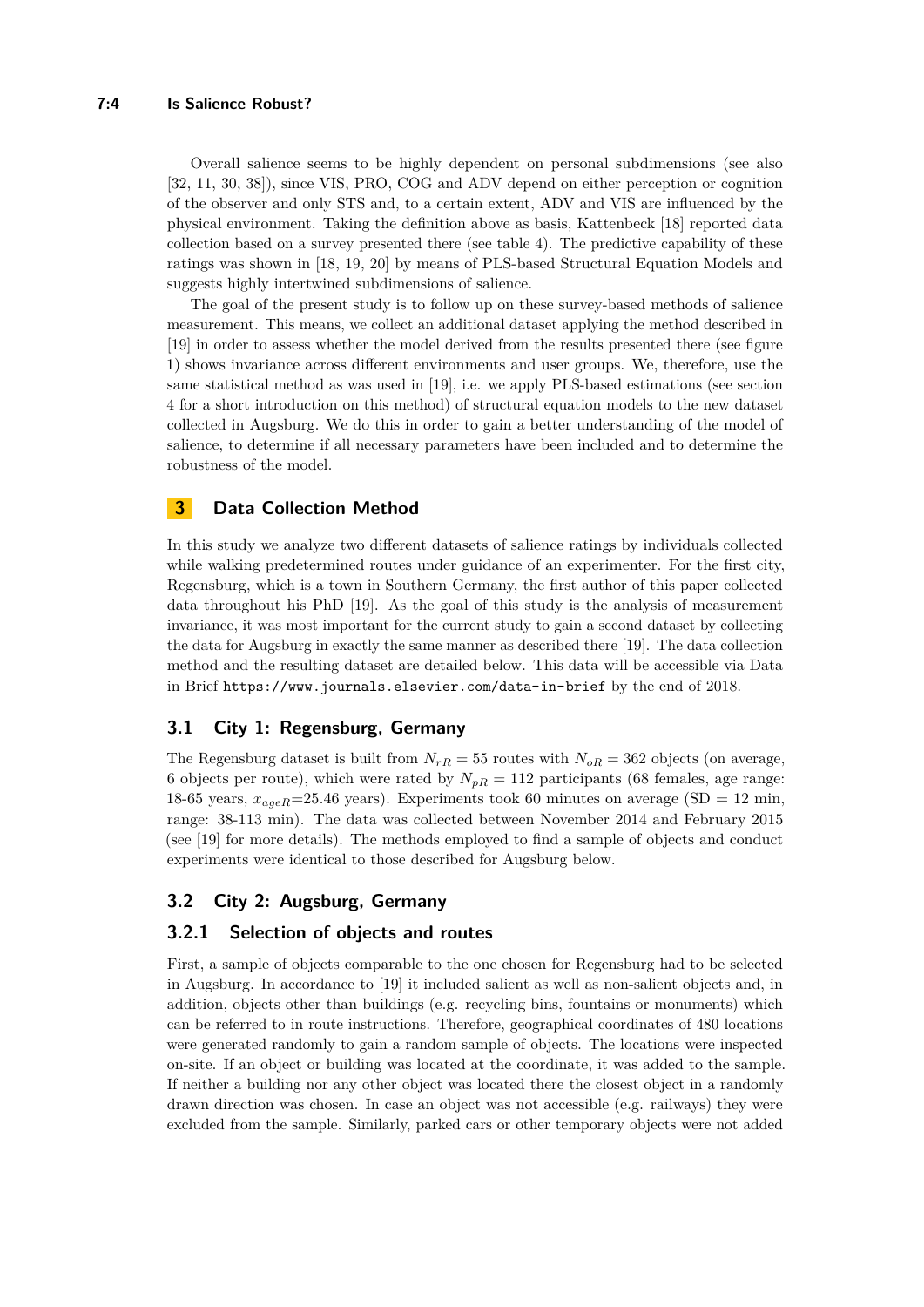Overall salience seems to be highly dependent on personal subdimensions (see also [32, 11, 30, 38]), since VIS, PRO, COG and ADV depend on either perception or cognition of the observer and only STS and, to a certain extent, ADV and VIS are influenced by the physical environment. Taking the definition above as basis, Kattenbeck [18] reported data collection based on a survey presented there (see table 4). The predictive capability of these ratings was shown in [18, 19, 20] by means of PLS-based Structural Equation Models and suggests highly intertwined subdimensions of salience.

The goal of the present study is to follow up on these survey-based methods of salience measurement. This means, we collect an additional dataset applying the method described in [19] in order to assess whether the model derived from the results presented there (see figure 1) shows invariance across different environments and user groups. We, therefore, use the same statistical method as was used in [19], i.e. we apply PLS-based estimations (see section 4 for a short introduction on this method) of structural equation models to the new dataset collected in Augsburg. We do this in order to gain a better understanding of the model of salience, to determine if all necessary parameters have been included and to determine the robustness of the model.

## 3 Data Collection Method

In this study we analyze two different datasets of salience ratings by individuals collected while walking predetermined routes under guidance of an experimenter. For the first city, Regensburg, which is a town in Southern Germany, the first author of this paper collected data throughout his PhD [19]. As the goal of this study is the analysis of measurement invariance, it was most important for the current study to gain a second dataset by collecting the data for Augsburg in exactly the same manner as described there [19]. The data collection method and the resulting dataset are detailed below. This data will be accessible via Data in Brief `https://www.journals.elsevier.com/data-in-brief` by the end of 2018.

### 3.1 City 1: Regensburg, Germany

The Regensburg dataset is built from $N_{rR} = 55$ routes with $N_{oR} = 362$ objects (on average, 6 objects per route), which were rated by $N_{pR} = 112$ participants (68 females, age range: 18-65 years, $\overline{x}_{ageR}$=25.46 years). Experiments took 60 minutes on average (SD = 12 min, range: 38-113 min). The data was collected between November 2014 and February 2015 (see [19] for more details). The methods employed to find a sample of objects and conduct experiments were identical to those described for Augsburg below.

### 3.2 City 2: Augsburg, Germany

#### 3.2.1 Selection of objects and routes

First, a sample of objects comparable to the one chosen for Regensburg had to be selected in Augsburg. In accordance to [19] it included salient as well as non-salient objects and, in addition, objects other than buildings (e.g. recycling bins, fountains or monuments) which can be referred to in route instructions. Therefore, geographical coordinates of 480 locations were generated randomly to gain a random sample of objects. The locations were inspected on-site. If an object or building was located at the coordinate, it was added to the sample. If neither a building nor any other object was located there the closest object in a randomly drawn direction was chosen. In case an object was not accessible (e.g. railways) they were excluded from the sample. Similarly, parked cars or other temporary objects were not added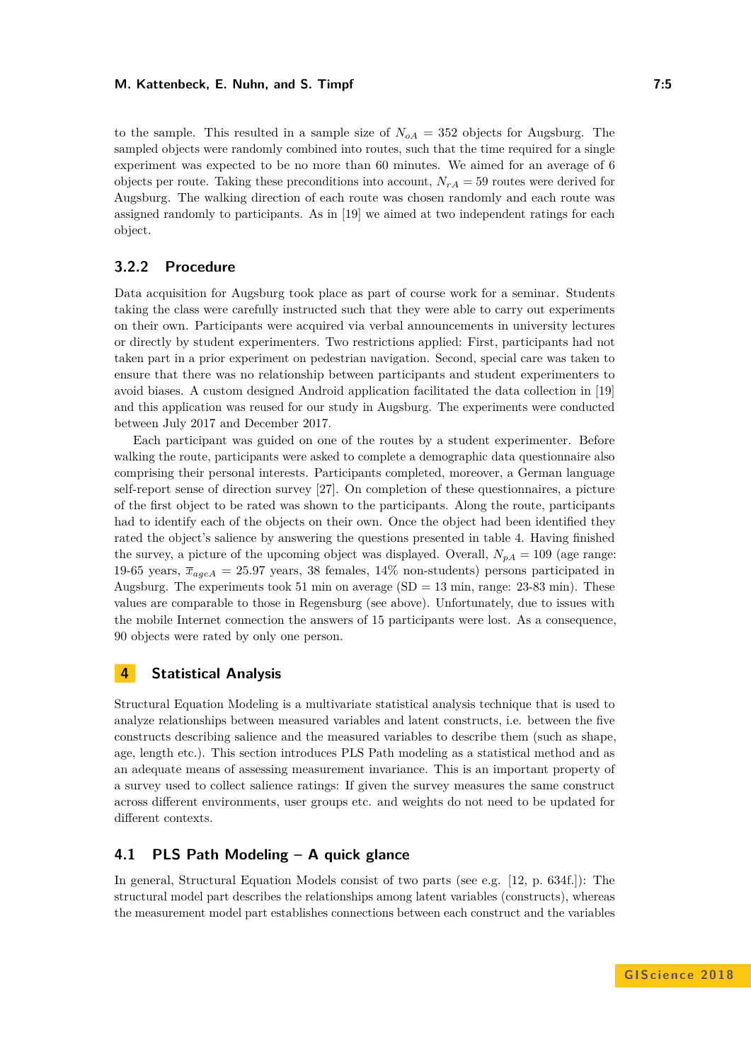to the sample. This resulted in a sample size of $N_{oA} = 352$ objects for Augsburg. The sampled objects were randomly combined into routes, such that the time required for a single experiment was expected to be no more than 60 minutes. We aimed for an average of 6 objects per route. Taking these preconditions into account, $N_{rA} = 59$ routes were derived for Augsburg. The walking direction of each route was chosen randomly and each route was assigned randomly to participants. As in [19] we aimed at two independent ratings for each object.

### 3.2.2 Procedure

Data acquisition for Augsburg took place as part of course work for a seminar. Students taking the class were carefully instructed such that they were able to carry out experiments on their own. Participants were acquired via verbal announcements in university lectures or directly by student experimenters. Two restrictions applied: First, participants had not taken part in a prior experiment on pedestrian navigation. Second, special care was taken to ensure that there was no relationship between participants and student experimenters to avoid biases. A custom designed Android application facilitated the data collection in [19] and this application was reused for our study in Augsburg. The experiments were conducted between July 2017 and December 2017.

Each participant was guided on one of the routes by a student experimenter. Before walking the route, participants were asked to complete a demographic data questionnaire also comprising their personal interests. Participants completed, moreover, a German language self-report sense of direction survey [27]. On completion of these questionnaires, a picture of the first object to be rated was shown to the participants. Along the route, participants had to identify each of the objects on their own. Once the object had been identified they rated the object's salience by answering the questions presented in table 4. Having finished the survey, a picture of the upcoming object was displayed. Overall, $N_{pA} = 109$ (age range: 19-65 years, $\overline{x}_{ageA} = 25.97$ years, 38 females, 14% non-students) persons participated in Augsburg. The experiments took 51 min on average (SD = 13 min, range: 23-83 min). These values are comparable to those in Regensburg (see above). Unfortunately, due to issues with the mobile Internet connection the answers of 15 participants were lost. As a consequence, 90 objects were rated by only one person.

## 4 Statistical Analysis

Structural Equation Modeling is a multivariate statistical analysis technique that is used to analyze relationships between measured variables and latent constructs, i.e. between the five constructs describing salience and the measured variables to describe them (such as shape, age, length etc.). This section introduces PLS Path modeling as a statistical method and as an adequate means of assessing measurement invariance. This is an important property of a survey used to collect salience ratings: If given the survey measures the same construct across different environments, user groups etc. and weights do not need to be updated for different contexts.

## 4.1 PLS Path Modeling – A quick glance

In general, Structural Equation Models consist of two parts (see e.g. [12, p. 634f.]): The structural model part describes the relationships among latent variables (constructs), whereas the measurement model part establishes connections between each construct and the variables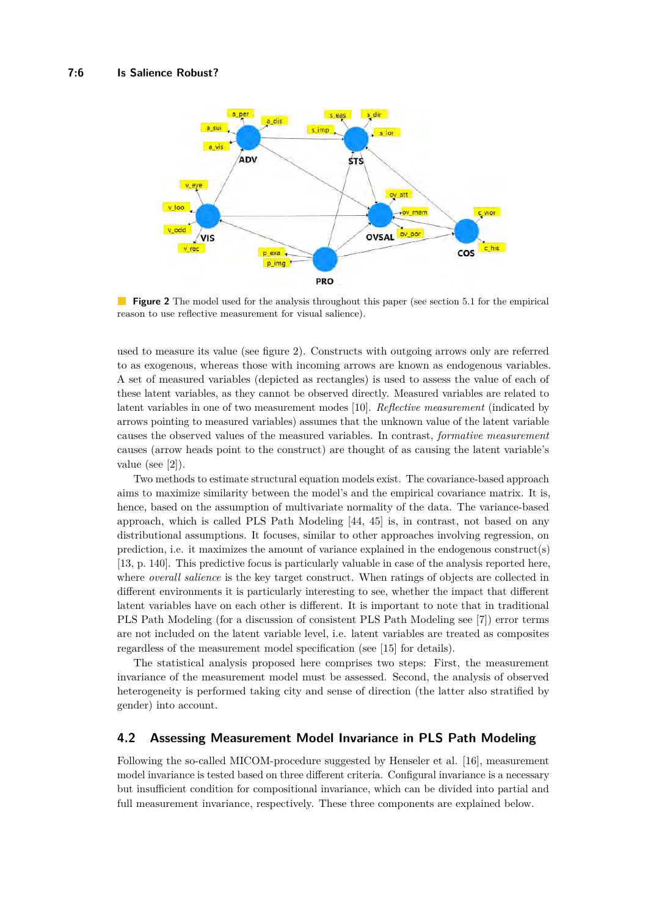**Figure 2** The model used for the analysis throughout this paper (see section 5.1 for the empirical reason to use reflective measurement for visual salience).

used to measure its value (see figure 2). Constructs with outgoing arrows only are referred to as exogenous, whereas those with incoming arrows are known as endogenous variables. A set of measured variables (depicted as rectangles) is used to assess the value of each of these latent variables, as they cannot be observed directly. Measured variables are related to latent variables in one of two measurement modes [10]. *Reflective measurement* (indicated by arrows pointing to measured variables) assumes that the unknown value of the latent variable causes the observed values of the measured variables. In contrast, *formative measurement* causes (arrow heads point to the construct) are thought of as causing the latent variable's value (see [2]).

Two methods to estimate structural equation models exist. The covariance-based approach aims to maximize similarity between the model's and the empirical covariance matrix. It is, hence, based on the assumption of multivariate normality of the data. The variance-based approach, which is called PLS Path Modeling [44, 45] is, in contrast, not based on any distributional assumptions. It focuses, similar to other approaches involving regression, on prediction, i.e. it maximizes the amount of variance explained in the endogenous construct(s) [13, p. 140]. This predictive focus is particularly valuable in case of the analysis reported here, where *overall salience* is the key target construct. When ratings of objects are collected in different environments it is particularly interesting to see, whether the impact that different latent variables have on each other is different. It is important to note that in traditional PLS Path Modeling (for a discussion of consistent PLS Path Modeling see [7]) error terms are not included on the latent variable level, i.e. latent variables are treated as composites regardless of the measurement model specification (see [15] for details).

The statistical analysis proposed here comprises two steps: First, the measurement invariance of the measurement model must be assessed. Second, the analysis of observed heterogeneity is performed taking city and sense of direction (the latter also stratified by gender) into account.

## 4.2 Assessing Measurement Model Invariance in PLS Path Modeling

Following the so-called MICOM-procedure suggested by Henseler et al. [16], measurement model invariance is tested based on three different criteria. Configural invariance is a necessary but insufficient condition for compositional invariance, which can be divided into partial and full measurement invariance, respectively. These three components are explained below.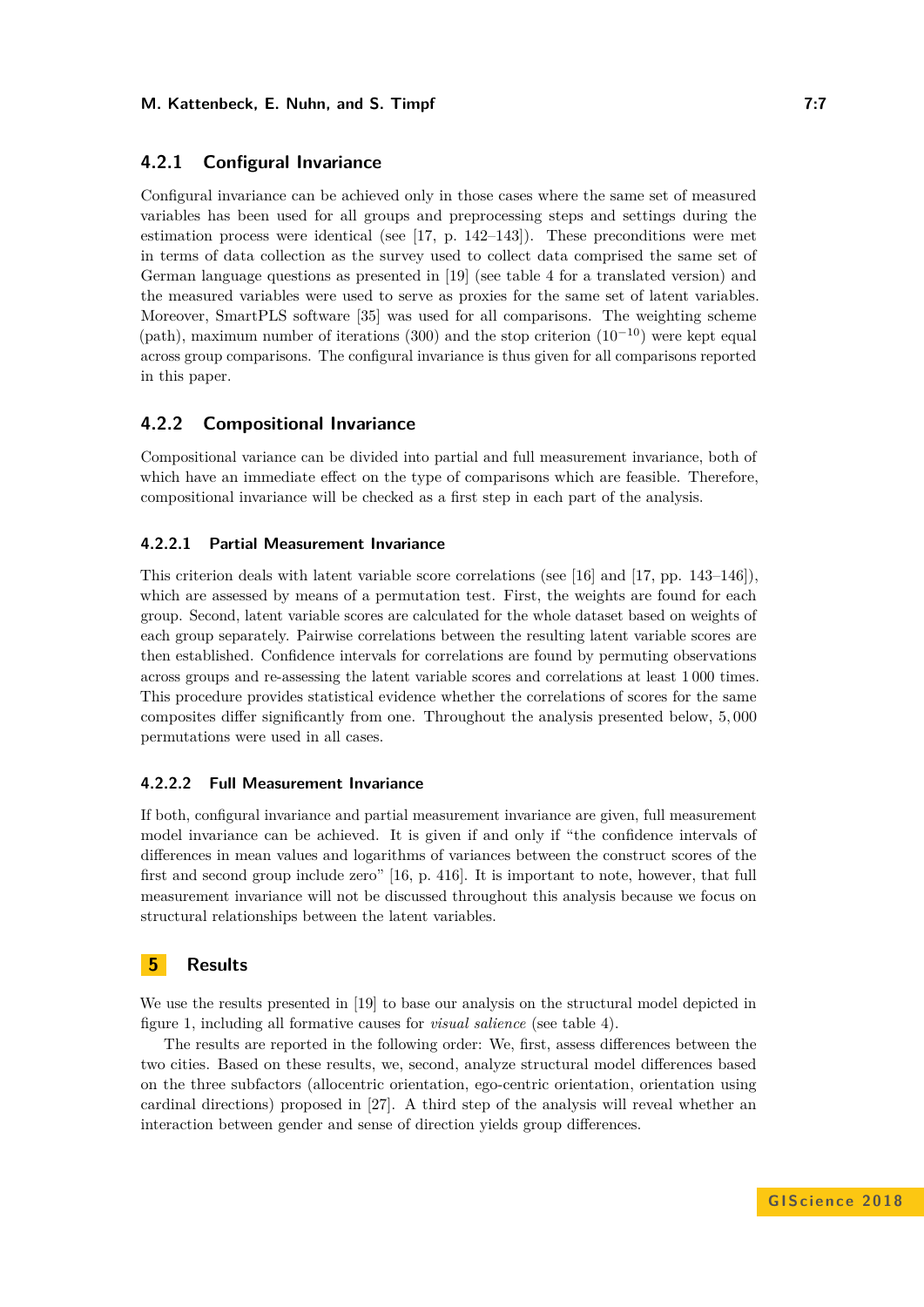### 4.2.1 Configural Invariance

Configural invariance can be achieved only in those cases where the same set of measured variables has been used for all groups and preprocessing steps and settings during the estimation process were identical (see [17, p. 142–143]). These preconditions were met in terms of data collection as the survey used to collect data comprised the same set of German language questions as presented in [19] (see table 4 for a translated version) and the measured variables were used to serve as proxies for the same set of latent variables. Moreover, SmartPLS software [35] was used for all comparisons. The weighting scheme (path), maximum number of iterations (300) and the stop criterion ($10^{-10}$) were kept equal across group comparisons. The configural invariance is thus given for all comparisons reported in this paper.

### 4.2.2 Compositional Invariance

Compositional variance can be divided into partial and full measurement invariance, both of which have an immediate effect on the type of comparisons which are feasible. Therefore, compositional invariance will be checked as a first step in each part of the analysis.

#### 4.2.2.1 Partial Measurement Invariance

This criterion deals with latent variable score correlations (see [16] and [17, pp. 143–146]), which are assessed by means of a permutation test. First, the weights are found for each group. Second, latent variable scores are calculated for the whole dataset based on weights of each group separately. Pairwise correlations between the resulting latent variable scores are then established. Confidence intervals for correlations are found by permuting observations across groups and re-assessing the latent variable scores and correlations at least 1 000 times. This procedure provides statistical evidence whether the correlations of scores for the same composites differ significantly from one. Throughout the analysis presented below, 5,000 permutations were used in all cases.

#### 4.2.2.2 Full Measurement Invariance

If both, configural invariance and partial measurement invariance are given, full measurement model invariance can be achieved. It is given if and only if "the confidence intervals of differences in mean values and logarithms of variances between the construct scores of the first and second group include zero" [16, p. 416]. It is important to note, however, that full measurement invariance will not be discussed throughout this analysis because we focus on structural relationships between the latent variables.

## 5 Results

We use the results presented in [19] to base our analysis on the structural model depicted in figure 1, including all formative causes for *visual salience* (see table 4).

The results are reported in the following order: We, first, assess differences between the two cities. Based on these results, we, second, analyze structural model differences based on the three subfactors (allocentric orientation, ego-centric orientation, orientation using cardinal directions) proposed in [27]. A third step of the analysis will reveal whether an interaction between gender and sense of direction yields group differences.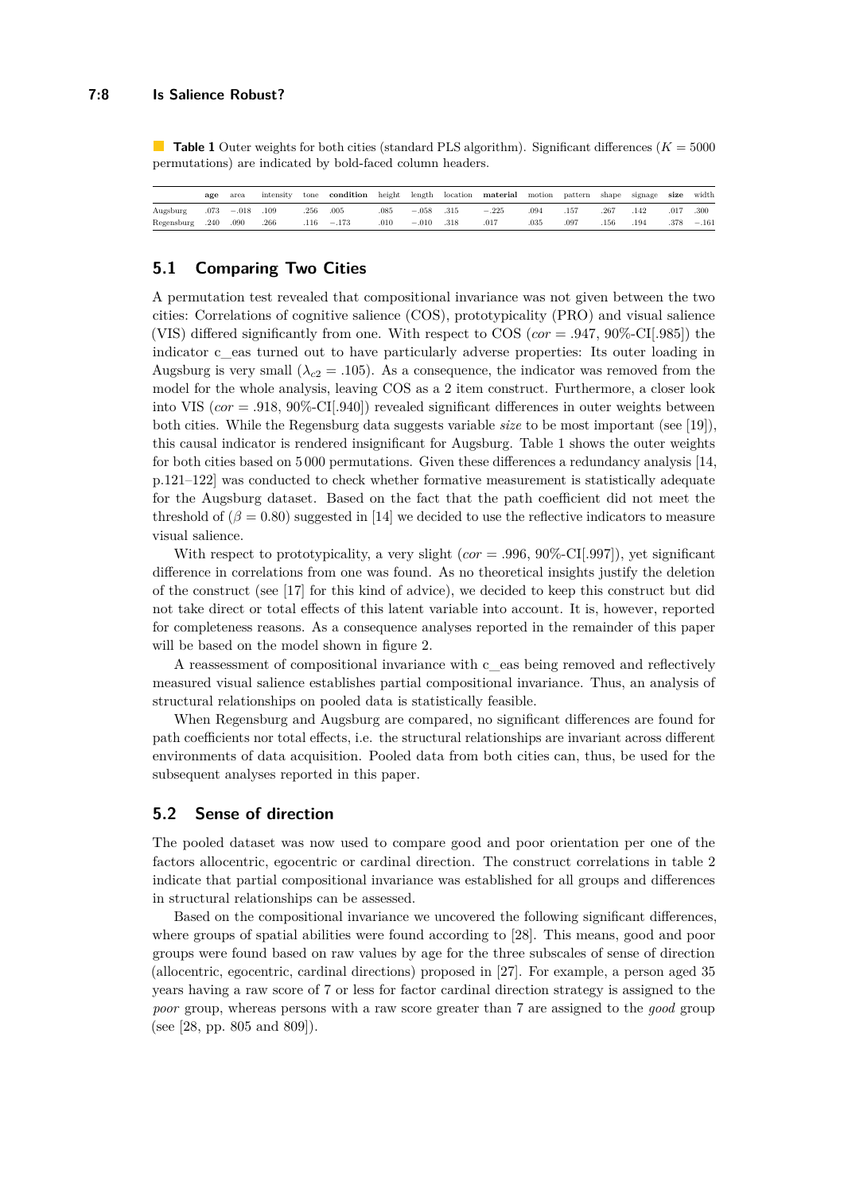**Table 1** Outer weights for both cities (standard PLS algorithm). Significant differences ($K = 5000$ permutations) are indicated by bold-faced column headers.

| | **age** | area | intensity | tone | **condition** | height | length | location | **material** | motion | pattern | shape | signage | **size** | width |
|---|---|---|---|---|---|---|---|---|---|---|---|---|---|---|---|
| Augsburg | .073 | −.018 | .109 | .256 | .005 | .085 | −.058 | .315 | −.225 | .094 | .157 | .267 | .142 | .017 | .300 |
| Regensburg | .240 | .090 | .266 | .116 | −.173 | .010 | −.010 | .318 | .017 | .035 | .097 | .156 | .194 | .378 | −.161 |

## 5.1 Comparing Two Cities

A permutation test revealed that compositional invariance was not given between the two cities: Correlations of cognitive salience (COS), prototypicality (PRO) and visual salience (VIS) differed significantly from one. With respect to COS ($cor = .947$, 90%-CI[.985]) the indicator c_eas turned out to have particularly adverse properties: Its outer loading in Augsburg is very small ($\lambda_{c2} = .105$). As a consequence, the indicator was removed from the model for the whole analysis, leaving COS as a 2 item construct. Furthermore, a closer look into VIS ($cor = .918$, 90%-CI[.940]) revealed significant differences in outer weights between both cities. While the Regensburg data suggests variable *size* to be most important (see [19]), this causal indicator is rendered insignificant for Augsburg. Table 1 shows the outer weights for both cities based on 5 000 permutations. Given these differences a redundancy analysis [14, p.121–122] was conducted to check whether formative measurement is statistically adequate for the Augsburg dataset. Based on the fact that the path coefficient did not meet the threshold of ($\beta = 0.80$) suggested in [14] we decided to use the reflective indicators to measure visual salience.

With respect to prototypicality, a very slight ($cor = .996$, 90%-CI[.997]), yet significant difference in correlations from one was found. As no theoretical insights justify the deletion of the construct (see [17] for this kind of advice), we decided to keep this construct but did not take direct or total effects of this latent variable into account. It is, however, reported for completeness reasons. As a consequence analyses reported in the remainder of this paper will be based on the model shown in figure 2.

A reassessment of compositional invariance with c_eas being removed and reflectively measured visual salience establishes partial compositional invariance. Thus, an analysis of structural relationships on pooled data is statistically feasible.

When Regensburg and Augsburg are compared, no significant differences are found for path coefficients nor total effects, i.e. the structural relationships are invariant across different environments of data acquisition. Pooled data from both cities can, thus, be used for the subsequent analyses reported in this paper.

## 5.2 Sense of direction

The pooled dataset was now used to compare good and poor orientation per one of the factors allocentric, egocentric or cardinal direction. The construct correlations in table 2 indicate that partial compositional invariance was established for all groups and differences in structural relationships can be assessed.

Based on the compositional invariance we uncovered the following significant differences, where groups of spatial abilities were found according to [28]. This means, good and poor groups were found based on raw values by age for the three subscales of sense of direction (allocentric, egocentric, cardinal directions) proposed in [27]. For example, a person aged 35 years having a raw score of 7 or less for factor cardinal direction strategy is assigned to the *poor* group, whereas persons with a raw score greater than 7 are assigned to the *good* group (see [28, pp. 805 and 809]).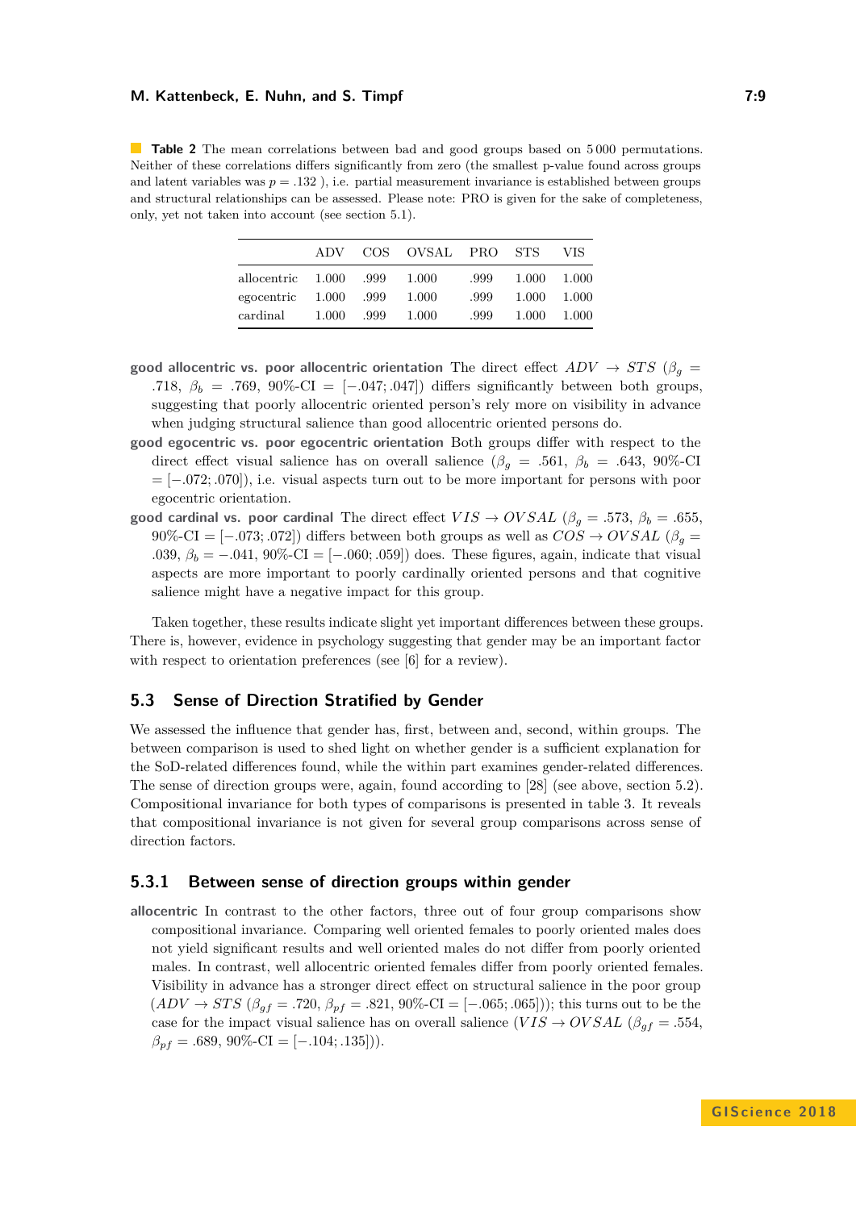**Table 2** The mean correlations between bad and good groups based on 5 000 permutations. Neither of these correlations differs significantly from zero (the smallest p-value found across groups and latent variables was $p = .132$ ), i.e. partial measurement invariance is established between groups and structural relationships can be assessed. Please note: PRO is given for the sake of completeness, only, yet not taken into account (see section 5.1).

| | ADV | COS | OVSAL | PRO | STS | VIS |
|---|---|---|---|---|---|---|
| allocentric | 1.000 | .999 | 1.000 | .999 | 1.000 | 1.000 |
| egocentric | 1.000 | .999 | 1.000 | .999 | 1.000 | 1.000 |
| cardinal | 1.000 | .999 | 1.000 | .999 | 1.000 | 1.000 |

**good allocentric vs. poor allocentric orientation** The direct effect $ADV \rightarrow STS$ ($\beta_g = .718$, $\beta_b = .769$, 90%-CI $= [-.047; .047]$) differs significantly between both groups, suggesting that poorly allocentric oriented person's rely more on visibility in advance when judging structural salience than good allocentric oriented persons do.

**good egocentric vs. poor egocentric orientation** Both groups differ with respect to the direct effect visual salience has on overall salience ($\beta_g = .561$, $\beta_b = .643$, 90%-CI $= [-.072; .070]$), i.e. visual aspects turn out to be more important for persons with poor egocentric orientation.

**good cardinal vs. poor cardinal** The direct effect $VIS \rightarrow OVSAL$ ($\beta_g = .573$, $\beta_b = .655$, 90%-CI $= [-.073; .072]$) differs between both groups as well as $COS \rightarrow OVSAL$ ($\beta_g = .039$, $\beta_b = -.041$, 90%-CI $= [-.060; .059]$) does. These figures, again, indicate that visual aspects are more important to poorly cardinally oriented persons and that cognitive salience might have a negative impact for this group.

Taken together, these results indicate slight yet important differences between these groups. There is, however, evidence in psychology suggesting that gender may be an important factor with respect to orientation preferences (see [6] for a review).

## 5.3 Sense of Direction Stratified by Gender

We assessed the influence that gender has, first, between and, second, within groups. The between comparison is used to shed light on whether gender is a sufficient explanation for the SoD-related differences found, while the within part examines gender-related differences. The sense of direction groups were, again, found according to [28] (see above, section 5.2). Compositional invariance for both types of comparisons is presented in table 3. It reveals that compositional invariance is not given for several group comparisons across sense of direction factors.

### 5.3.1 Between sense of direction groups within gender

**allocentric** In contrast to the other factors, three out of four group comparisons show compositional invariance. Comparing well oriented females to poorly oriented males does not yield significant results and well oriented males do not differ from poorly oriented males. In contrast, well allocentric oriented females differ from poorly oriented females. Visibility in advance has a stronger direct effect on structural salience in the poor group ($ADV \rightarrow STS$ ($\beta_{gf} = .720$, $\beta_{pf} = .821$, 90%-CI $= [-.065; .065]$)); this turns out to be the case for the impact visual salience has on overall salience ($VIS \rightarrow OVSAL$ ($\beta_{gf} = .554$, $\beta_{pf} = .689$, 90%-CI $= [-.104; .135]$)).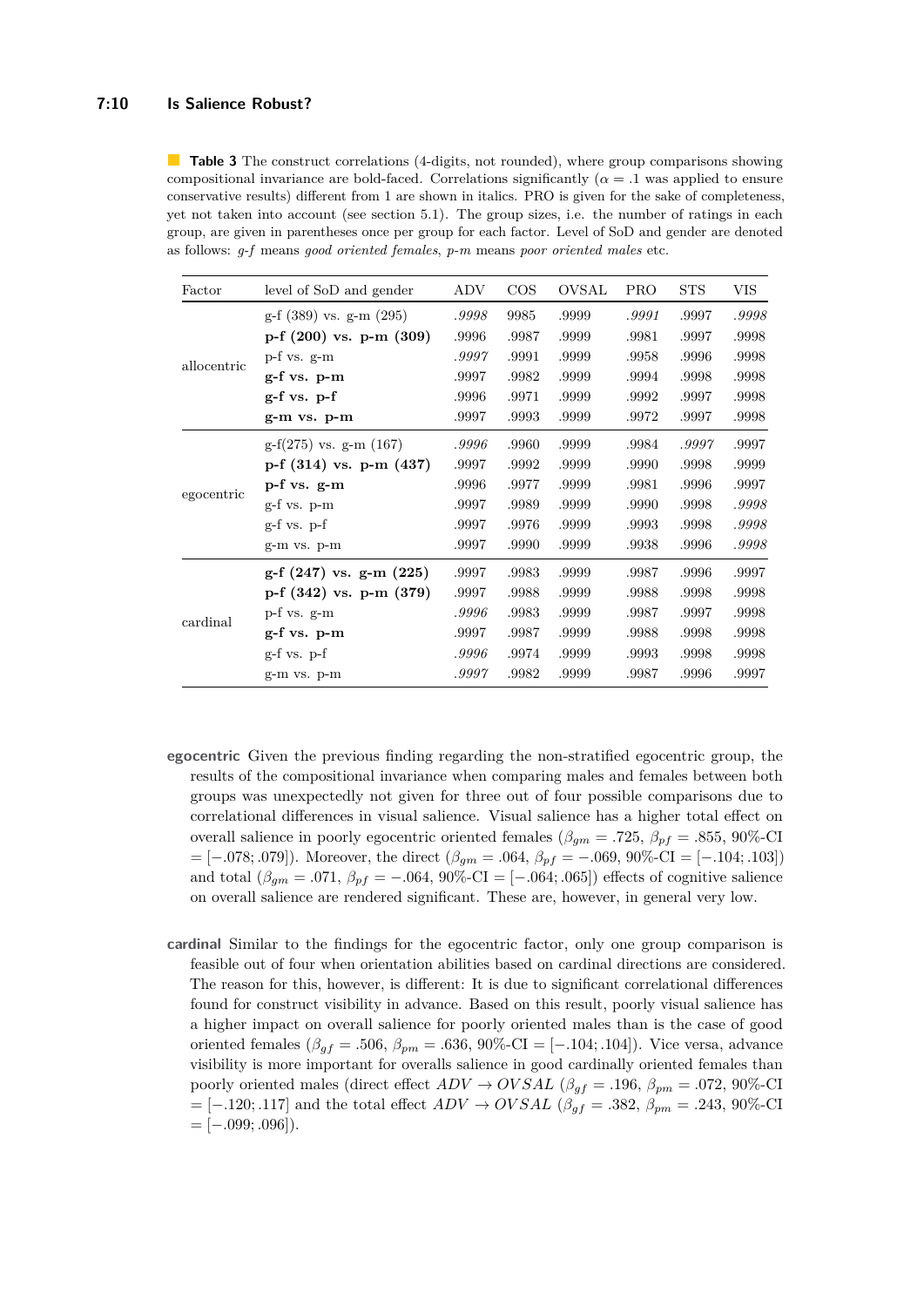**Table 3** The construct correlations (4-digits, not rounded), where group comparisons showing compositional invariance are bold-faced. Correlations significantly ($\alpha = .1$ was applied to ensure conservative results) different from 1 are shown in italics. PRO is given for the sake of completeness, yet not taken into account (see section 5.1). The group sizes, i.e. the number of ratings in each group, are given in parentheses once per group for each factor. Level of SoD and gender are denoted as follows: *g-f* means *good oriented females*, *p-m* means *poor oriented males* etc.

| Factor | level of SoD and gender | ADV | COS | OVSAL | PRO | STS | VIS |
|---|---|---|---|---|---|---|---|
| allocentric | g-f (389) vs. g-m (295) | *.9998* | 9985 | .9999 | *.9991* | .9997 | *.9998* |
| | **p-f (200) vs. p-m (309)** | .9996 | .9987 | .9999 | .9981 | .9997 | .9998 |
| | p-f vs. g-m | *.9997* | .9991 | .9999 | .9958 | .9996 | .9998 |
| | **g-f vs. p-m** | .9997 | .9982 | .9999 | .9994 | .9998 | .9998 |
| | **g-f vs. p-f** | .9996 | .9971 | .9999 | .9992 | .9997 | .9998 |
| | **g-m vs. p-m** | .9997 | .9993 | .9999 | .9972 | .9997 | .9998 |
| egocentric | g-f(275) vs. g-m (167) | *.9996* | .9960 | .9999 | .9984 | *.9997* | .9997 |
| | **p-f (314) vs. p-m (437)** | .9997 | .9992 | .9999 | .9990 | .9998 | .9999 |
| | **p-f vs. g-m** | .9996 | .9977 | .9999 | .9981 | .9996 | .9997 |
| | g-f vs. p-m | .9997 | .9989 | .9999 | .9990 | .9998 | *.9998* |
| | g-f vs. p-f | .9997 | .9976 | .9999 | .9993 | .9998 | *.9998* |
| | g-m vs. p-m | .9997 | .9990 | .9999 | .9938 | .9996 | *.9998* |
| cardinal | **g-f (247) vs. g-m (225)** | .9997 | .9983 | .9999 | .9987 | .9996 | .9997 |
| | **p-f (342) vs. p-m (379)** | .9997 | .9988 | .9999 | .9988 | .9998 | .9998 |
| | p-f vs. g-m | *.9996* | .9983 | .9999 | .9987 | .9997 | .9998 |
| | **g-f vs. p-m** | .9997 | .9987 | .9999 | .9988 | .9998 | .9998 |
| | g-f vs. p-f | *.9996* | .9974 | .9999 | .9993 | .9998 | .9998 |
| | g-m vs. p-m | *.9997* | .9982 | .9999 | .9987 | .9996 | .9997 |

**egocentric** Given the previous finding regarding the non-stratified egocentric group, the results of the compositional invariance when comparing males and females between both groups was unexpectedly not given for three out of four possible comparisons due to correlational differences in visual salience. Visual salience has a higher total effect on overall salience in poorly egocentric oriented females ($\beta_{gm} = .725$, $\beta_{pf} = .855$, 90%-CI $= [-.078; .079]$). Moreover, the direct ($\beta_{gm} = .064$, $\beta_{pf} = -.069$, 90%-CI $= [-.104; .103]$) and total ($\beta_{gm} = .071$, $\beta_{pf} = -.064$, 90%-CI $= [-.064; .065]$) effects of cognitive salience on overall salience are rendered significant. These are, however, in general very low.

**cardinal** Similar to the findings for the egocentric factor, only one group comparison is feasible out of four when orientation abilities based on cardinal directions are considered. The reason for this, however, is different: It is due to significant correlational differences found for construct visibility in advance. Based on this result, poorly visual salience has a higher impact on overall salience for poorly oriented males than is the case of good oriented females ($\beta_{gf} = .506$, $\beta_{pm} = .636$, 90%-CI $= [-.104; .104]$). Vice versa, advance visibility is more important for overalls salience in good cardinally oriented females than poorly oriented males (direct effect $ADV \rightarrow OVSAL$ ($\beta_{gf} = .196$, $\beta_{pm} = .072$, 90%-CI $= [-.120; .117]$ and the total effect $ADV \rightarrow OVSAL$ ($\beta_{gf} = .382$, $\beta_{pm} = .243$, 90%-CI $= [-.099; .096]$).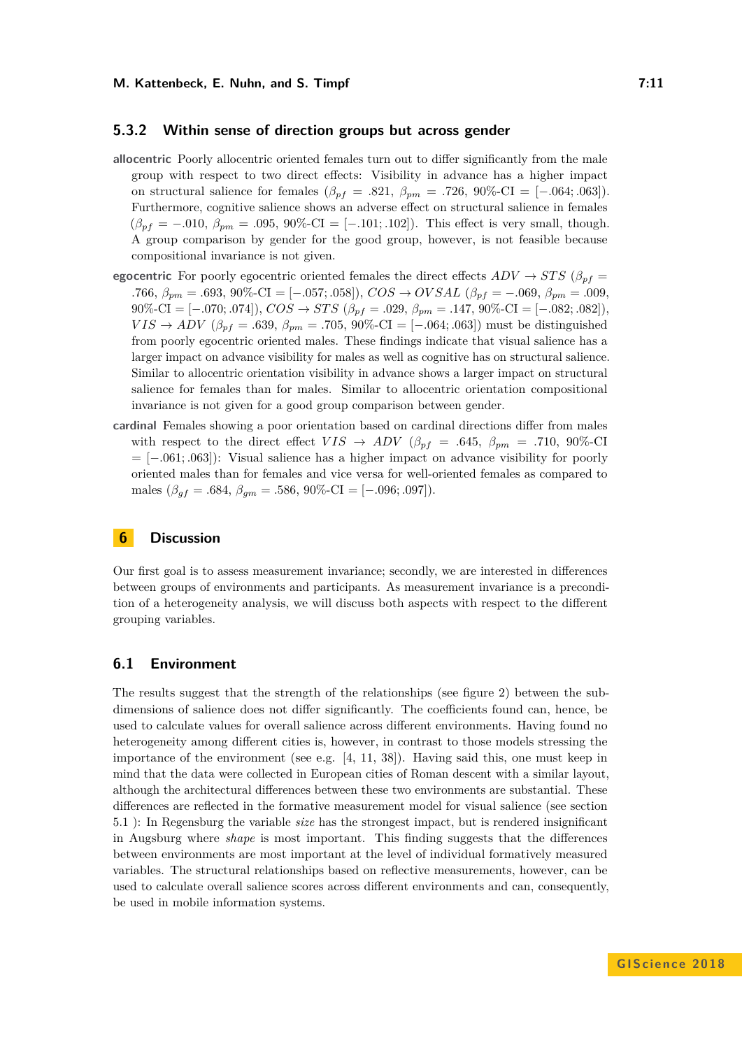### 5.3.2 Within sense of direction groups but across gender

**allocentric** Poorly allocentric oriented females turn out to differ significantly from the male group with respect to two direct effects: Visibility in advance has a higher impact on structural salience for females ($\beta_{pf}$ = .821, $\beta_{pm}$ = .726, 90%-CI = [−.064; .063]). Furthermore, cognitive salience shows an adverse effect on structural salience in females ($\beta_{pf}$ = −.010, $\beta_{pm}$ = .095, 90%-CI = [−.101; .102]). This effect is very small, though. A group comparison by gender for the good group, however, is not feasible because compositional invariance is not given.

**egocentric** For poorly egocentric oriented females the direct effects $ADV \rightarrow STS$ ($\beta_{pf}$ = .766, $\beta_{pm}$ = .693, 90%-CI = [−.057; .058]), $COS \rightarrow OVSAL$ ($\beta_{pf}$ = −.069, $\beta_{pm}$ = .009, 90%-CI = [−.070; .074]), $COS \rightarrow STS$ ($\beta_{pf}$ = .029, $\beta_{pm}$ = .147, 90%-CI = [−.082; .082]), $VIS \rightarrow ADV$ ($\beta_{pf}$ = .639, $\beta_{pm}$ = .705, 90%-CI = [−.064; .063]) must be distinguished from poorly egocentric oriented males. These findings indicate that visual salience has a larger impact on advance visibility for males as well as cognitive has on structural salience. Similar to allocentric orientation visibility in advance shows a larger impact on structural salience for females than for males. Similar to allocentric orientation compositional invariance is not given for a good group comparison between gender.

**cardinal** Females showing a poor orientation based on cardinal directions differ from males with respect to the direct effect $VIS \rightarrow ADV$ ($\beta_{pf}$ = .645, $\beta_{pm}$ = .710, 90%-CI = [−.061; .063]): Visual salience has a higher impact on advance visibility for poorly oriented males than for females and vice versa for well-oriented females as compared to males ($\beta_{gf}$ = .684, $\beta_{gm}$ = .586, 90%-CI = [−.096; .097]).

## 6 Discussion

Our first goal is to assess measurement invariance; secondly, we are interested in differences between groups of environments and participants. As measurement invariance is a precondition of a heterogeneity analysis, we will discuss both aspects with respect to the different grouping variables.

### 6.1 Environment

The results suggest that the strength of the relationships (see figure 2) between the subdimensions of salience does not differ significantly. The coefficients found can, hence, be used to calculate values for overall salience across different environments. Having found no heterogeneity among different cities is, however, in contrast to those models stressing the importance of the environment (see e.g. [4, 11, 38]). Having said this, one must keep in mind that the data were collected in European cities of Roman descent with a similar layout, although the architectural differences between these two environments are substantial. These differences are reflected in the formative measurement model for visual salience (see section 5.1 ): In Regensburg the variable *size* has the strongest impact, but is rendered insignificant in Augsburg where *shape* is most important. This finding suggests that the differences between environments are most important at the level of individual formatively measured variables. The structural relationships based on reflective measurements, however, can be used to calculate overall salience scores across different environments and can, consequently, be used in mobile information systems.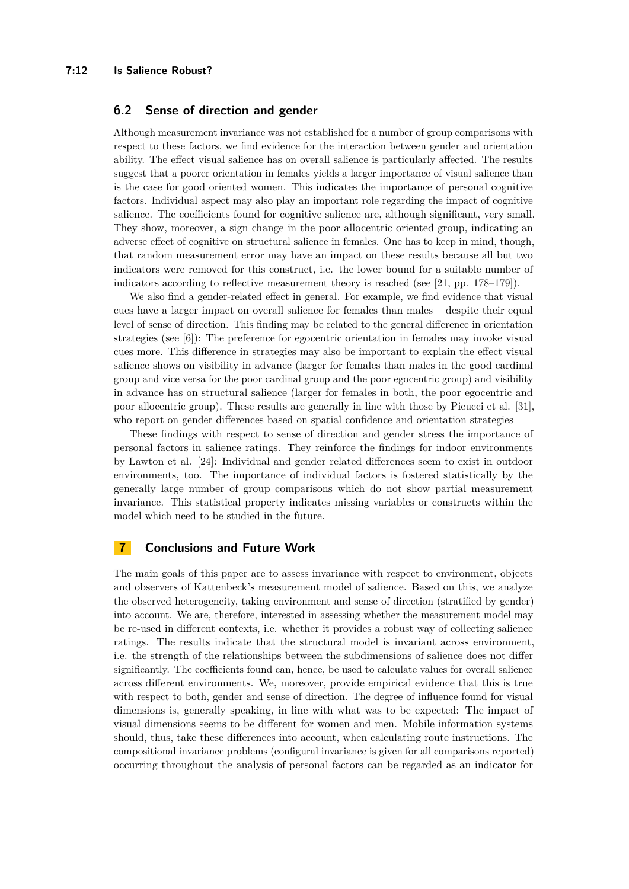## 6.2 Sense of direction and gender

Although measurement invariance was not established for a number of group comparisons with respect to these factors, we find evidence for the interaction between gender and orientation ability. The effect visual salience has on overall salience is particularly affected. The results suggest that a poorer orientation in females yields a larger importance of visual salience than is the case for good oriented women. This indicates the importance of personal cognitive factors. Individual aspect may also play an important role regarding the impact of cognitive salience. The coefficients found for cognitive salience are, although significant, very small. They show, moreover, a sign change in the poor allocentric oriented group, indicating an adverse effect of cognitive on structural salience in females. One has to keep in mind, though, that random measurement error may have an impact on these results because all but two indicators were removed for this construct, i.e. the lower bound for a suitable number of indicators according to reflective measurement theory is reached (see [21, pp. 178–179]).

We also find a gender-related effect in general. For example, we find evidence that visual cues have a larger impact on overall salience for females than males – despite their equal level of sense of direction. This finding may be related to the general difference in orientation strategies (see [6]): The preference for egocentric orientation in females may invoke visual cues more. This difference in strategies may also be important to explain the effect visual salience shows on visibility in advance (larger for females than males in the good cardinal group and vice versa for the poor cardinal group and the poor egocentric group) and visibility in advance has on structural salience (larger for females in both, the poor egocentric and poor allocentric group). These results are generally in line with those by Picucci et al. [31], who report on gender differences based on spatial confidence and orientation strategies

These findings with respect to sense of direction and gender stress the importance of personal factors in salience ratings. They reinforce the findings for indoor environments by Lawton et al. [24]: Individual and gender related differences seem to exist in outdoor environments, too. The importance of individual factors is fostered statistically by the generally large number of group comparisons which do not show partial measurement invariance. This statistical property indicates missing variables or constructs within the model which need to be studied in the future.

# 7 Conclusions and Future Work

The main goals of this paper are to assess invariance with respect to environment, objects and observers of Kattenbeck's measurement model of salience. Based on this, we analyze the observed heterogeneity, taking environment and sense of direction (stratified by gender) into account. We are, therefore, interested in assessing whether the measurement model may be re-used in different contexts, i.e. whether it provides a robust way of collecting salience ratings. The results indicate that the structural model is invariant across environment, i.e. the strength of the relationships between the subdimensions of salience does not differ significantly. The coefficients found can, hence, be used to calculate values for overall salience across different environments. We, moreover, provide empirical evidence that this is true with respect to both, gender and sense of direction. The degree of influence found for visual dimensions is, generally speaking, in line with what was to be expected: The impact of visual dimensions seems to be different for women and men. Mobile information systems should, thus, take these differences into account, when calculating route instructions. The compositional invariance problems (configural invariance is given for all comparisons reported) occurring throughout the analysis of personal factors can be regarded as an indicator for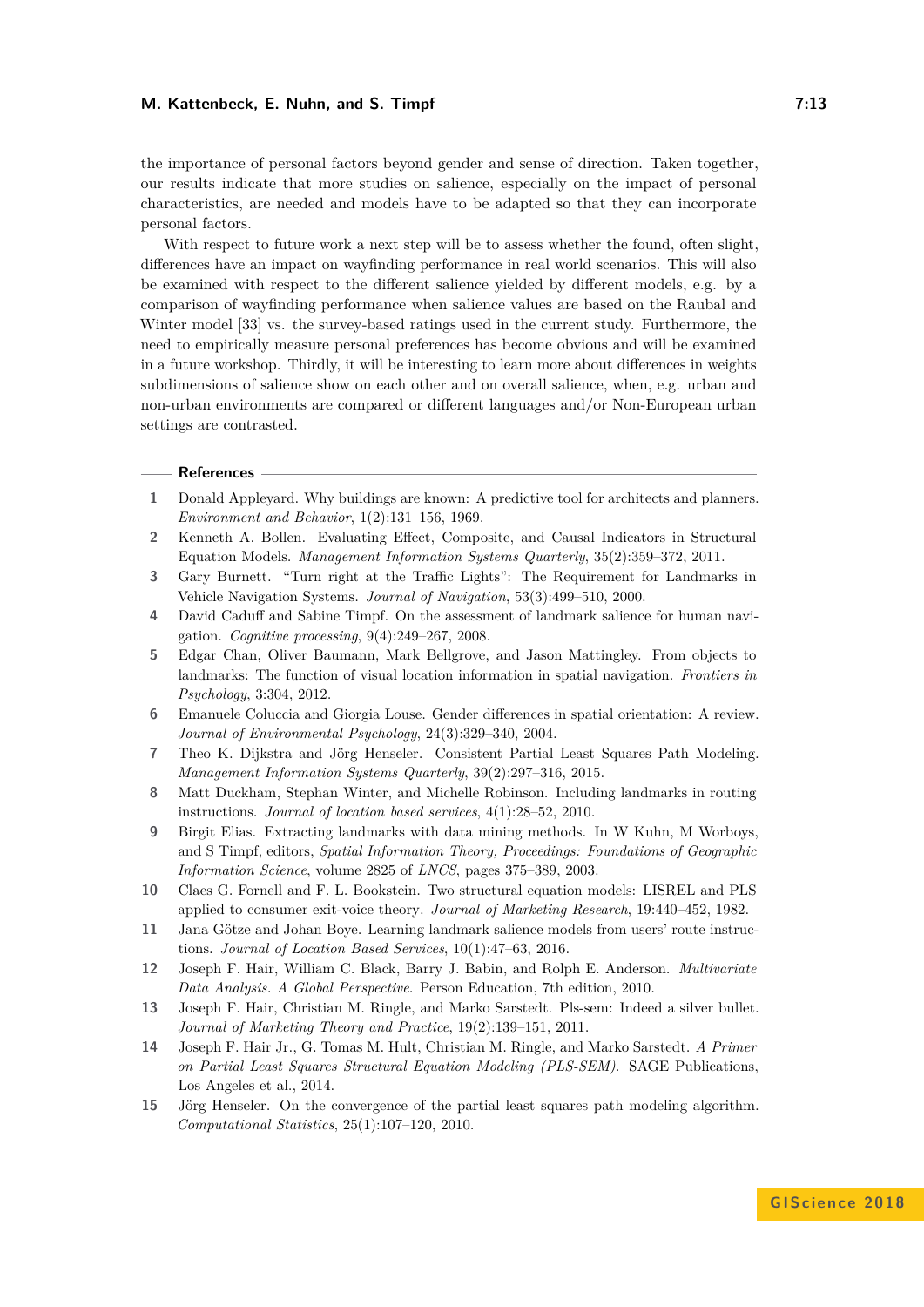the importance of personal factors beyond gender and sense of direction. Taken together, our results indicate that more studies on salience, especially on the impact of personal characteristics, are needed and models have to be adapted so that they can incorporate personal factors.

With respect to future work a next step will be to assess whether the found, often slight, differences have an impact on wayfinding performance in real world scenarios. This will also be examined with respect to the different salience yielded by different models, e.g. by a comparison of wayfinding performance when salience values are based on the Raubal and Winter model [33] vs. the survey-based ratings used in the current study. Furthermore, the need to empirically measure personal preferences has become obvious and will be examined in a future workshop. Thirdly, it will be interesting to learn more about differences in weights subdimensions of salience show on each other and on overall salience, when, e.g. urban and non-urban environments are compared or different languages and/or Non-European urban settings are contrasted.

## References

1. Donald Appleyard. Why buildings are known: A predictive tool for architects and planners. *Environment and Behavior*, 1(2):131–156, 1969.
2. Kenneth A. Bollen. Evaluating Effect, Composite, and Causal Indicators in Structural Equation Models. *Management Information Systems Quarterly*, 35(2):359–372, 2011.
3. Gary Burnett. "Turn right at the Traffic Lights": The Requirement for Landmarks in Vehicle Navigation Systems. *Journal of Navigation*, 53(3):499–510, 2000.
4. David Caduff and Sabine Timpf. On the assessment of landmark salience for human navigation. *Cognitive processing*, 9(4):249–267, 2008.
5. Edgar Chan, Oliver Baumann, Mark Bellgrove, and Jason Mattingley. From objects to landmarks: The function of visual location information in spatial navigation. *Frontiers in Psychology*, 3:304, 2012.
6. Emanuele Coluccia and Giorgia Louse. Gender differences in spatial orientation: A review. *Journal of Environmental Psychology*, 24(3):329–340, 2004.
7. Theo K. Dijkstra and Jörg Henseler. Consistent Partial Least Squares Path Modeling. *Management Information Systems Quarterly*, 39(2):297–316, 2015.
8. Matt Duckham, Stephan Winter, and Michelle Robinson. Including landmarks in routing instructions. *Journal of location based services*, 4(1):28–52, 2010.
9. Birgit Elias. Extracting landmarks with data mining methods. In W Kuhn, M Worboys, and S Timpf, editors, *Spatial Information Theory, Proceedings: Foundations of Geographic Information Science*, volume 2825 of *LNCS*, pages 375–389, 2003.
10. Claes G. Fornell and F. L. Bookstein. Two structural equation models: LISREL and PLS applied to consumer exit-voice theory. *Journal of Marketing Research*, 19:440–452, 1982.
11. Jana Götze and Johan Boye. Learning landmark salience models from users' route instructions. *Journal of Location Based Services*, 10(1):47–63, 2016.
12. Joseph F. Hair, William C. Black, Barry J. Babin, and Rolph E. Anderson. *Multivariate Data Analysis. A Global Perspective*. Person Education, 7th edition, 2010.
13. Joseph F. Hair, Christian M. Ringle, and Marko Sarstedt. Pls-sem: Indeed a silver bullet. *Journal of Marketing Theory and Practice*, 19(2):139–151, 2011.
14. Joseph F. Hair Jr., G. Tomas M. Hult, Christian M. Ringle, and Marko Sarstedt. *A Primer on Partial Least Squares Structural Equation Modeling (PLS-SEM)*. SAGE Publications, Los Angeles et al., 2014.
15. Jörg Henseler. On the convergence of the partial least squares path modeling algorithm. *Computational Statistics*, 25(1):107–120, 2010.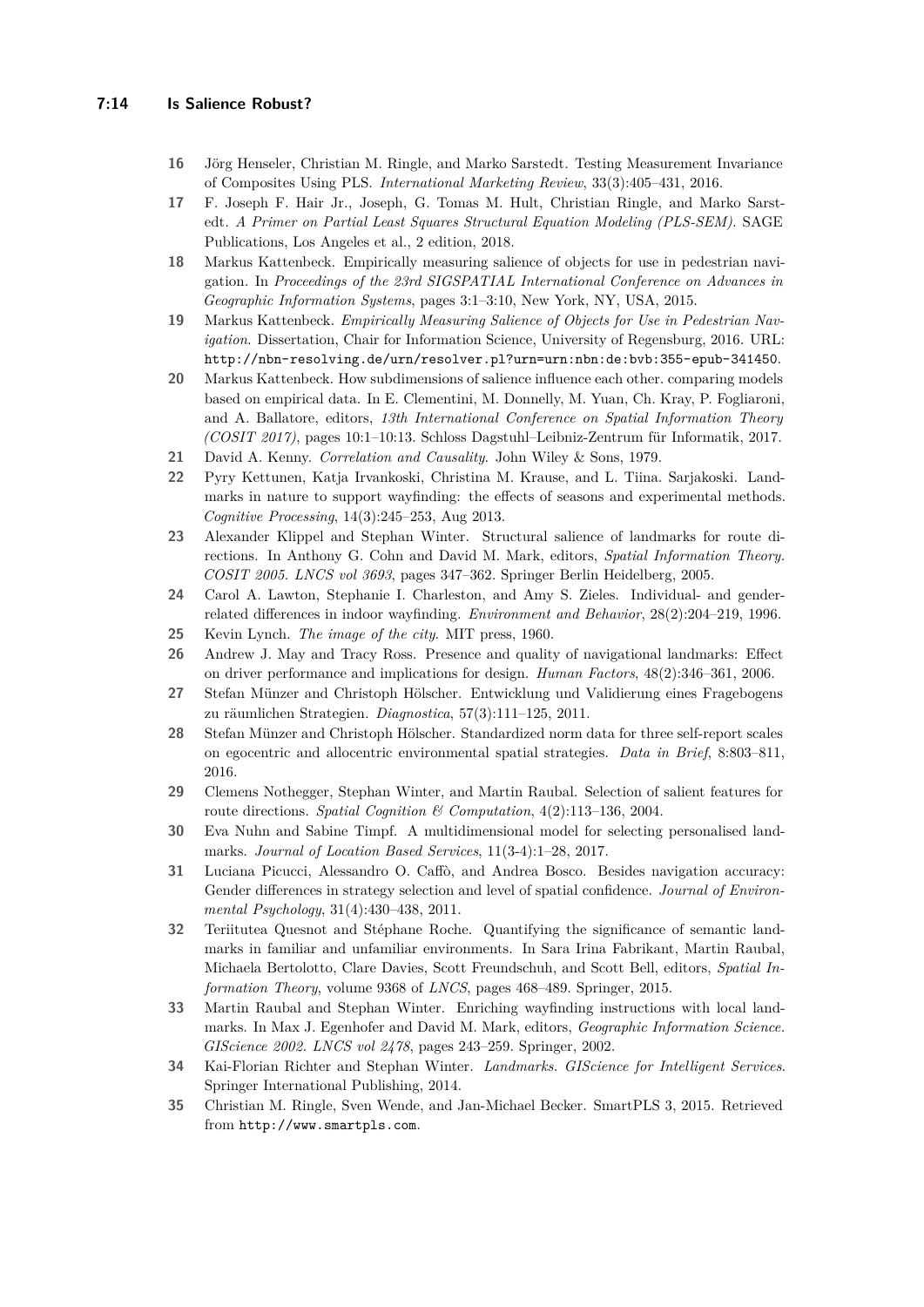**16** Jörg Henseler, Christian M. Ringle, and Marko Sarstedt. Testing Measurement Invariance of Composites Using PLS. *International Marketing Review*, 33(3):405–431, 2016.

**17** F. Joseph F. Hair Jr., Joseph, G. Tomas M. Hult, Christian Ringle, and Marko Sarstedt. *A Primer on Partial Least Squares Structural Equation Modeling (PLS-SEM)*. SAGE Publications, Los Angeles et al., 2 edition, 2018.

**18** Markus Kattenbeck. Empirically measuring salience of objects for use in pedestrian navigation. In *Proceedings of the 23rd SIGSPATIAL International Conference on Advances in Geographic Information Systems*, pages 3:1–3:10, New York, NY, USA, 2015.

**19** Markus Kattenbeck. *Empirically Measuring Salience of Objects for Use in Pedestrian Navigation*. Dissertation, Chair for Information Science, University of Regensburg, 2016. URL: http://nbn-resolving.de/urn/resolver.pl?urn=urn:nbn:de:bvb:355-epub-341450.

**20** Markus Kattenbeck. How subdimensions of salience influence each other. comparing models based on empirical data. In E. Clementini, M. Donnelly, M. Yuan, Ch. Kray, P. Fogliaroni, and A. Ballatore, editors, *13th International Conference on Spatial Information Theory (COSIT 2017)*, pages 10:1–10:13. Schloss Dagstuhl–Leibniz-Zentrum für Informatik, 2017.

**21** David A. Kenny. *Correlation and Causality*. John Wiley & Sons, 1979.

**22** Pyry Kettunen, Katja Irvankoski, Christina M. Krause, and L. Tiina. Sarjakoski. Landmarks in nature to support wayfinding: the effects of seasons and experimental methods. *Cognitive Processing*, 14(3):245–253, Aug 2013.

**23** Alexander Klippel and Stephan Winter. Structural salience of landmarks for route directions. In Anthony G. Cohn and David M. Mark, editors, *Spatial Information Theory. COSIT 2005. LNCS vol 3693*, pages 347–362. Springer Berlin Heidelberg, 2005.

**24** Carol A. Lawton, Stephanie I. Charleston, and Amy S. Zieles. Individual- and gender-related differences in indoor wayfinding. *Environment and Behavior*, 28(2):204–219, 1996.

**25** Kevin Lynch. *The image of the city*. MIT press, 1960.

**26** Andrew J. May and Tracy Ross. Presence and quality of navigational landmarks: Effect on driver performance and implications for design. *Human Factors*, 48(2):346–361, 2006.

**27** Stefan Münzer and Christoph Hölscher. Entwicklung und Validierung eines Fragebogens zu räumlichen Strategien. *Diagnostica*, 57(3):111–125, 2011.

**28** Stefan Münzer and Christoph Hölscher. Standardized norm data for three self-report scales on egocentric and allocentric environmental spatial strategies. *Data in Brief*, 8:803–811, 2016.

**29** Clemens Nothegger, Stephan Winter, and Martin Raubal. Selection of salient features for route directions. *Spatial Cognition & Computation*, 4(2):113–136, 2004.

**30** Eva Nuhn and Sabine Timpf. A multidimensional model for selecting personalised landmarks. *Journal of Location Based Services*, 11(3-4):1–28, 2017.

**31** Luciana Picucci, Alessandro O. Caffò, and Andrea Bosco. Besides navigation accuracy: Gender differences in strategy selection and level of spatial confidence. *Journal of Environmental Psychology*, 31(4):430–438, 2011.

**32** Teriitutea Quesnot and Stéphane Roche. Quantifying the significance of semantic landmarks in familiar and unfamiliar environments. In Sara Irina Fabrikant, Martin Raubal, Michaela Bertolotto, Clare Davies, Scott Freundschuh, and Scott Bell, editors, *Spatial Information Theory*, volume 9368 of *LNCS*, pages 468–489. Springer, 2015.

**33** Martin Raubal and Stephan Winter. Enriching wayfinding instructions with local landmarks. In Max J. Egenhofer and David M. Mark, editors, *Geographic Information Science. GIScience 2002. LNCS vol 2478*, pages 243–259. Springer, 2002.

**34** Kai-Florian Richter and Stephan Winter. *Landmarks. GIScience for Intelligent Services*. Springer International Publishing, 2014.

**35** Christian M. Ringle, Sven Wende, and Jan-Michael Becker. SmartPLS 3, 2015. Retrieved from http://www.smartpls.com.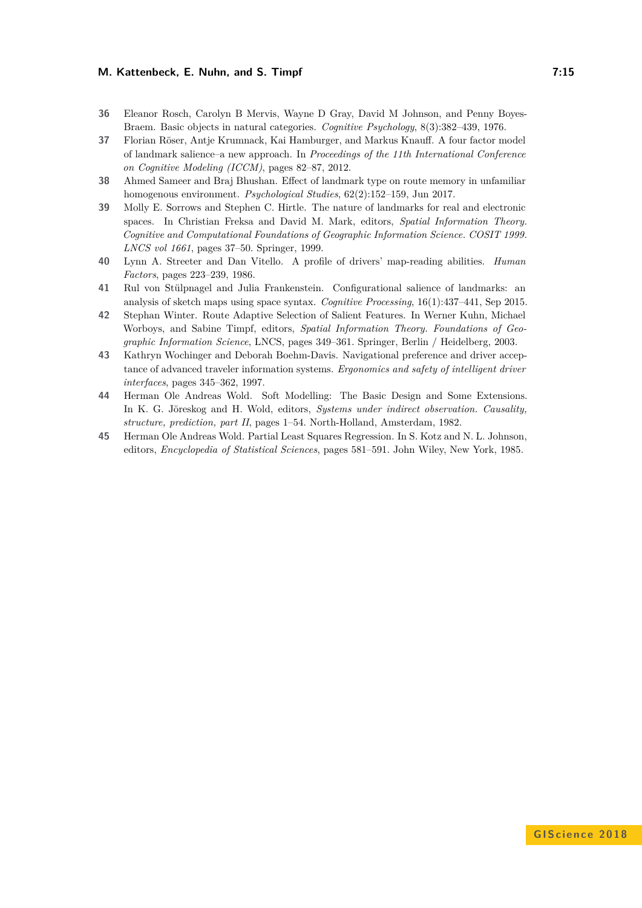36 Eleanor Rosch, Carolyn B Mervis, Wayne D Gray, David M Johnson, and Penny Boyes-Braem. Basic objects in natural categories. *Cognitive Psychology*, 8(3):382–439, 1976.

37 Florian Röser, Antje Krumnack, Kai Hamburger, and Markus Knauff. A four factor model of landmark salience–a new approach. In *Proceedings of the 11th International Conference on Cognitive Modeling (ICCM)*, pages 82–87, 2012.

38 Ahmed Sameer and Braj Bhushan. Effect of landmark type on route memory in unfamiliar homogenous environment. *Psychological Studies*, 62(2):152–159, Jun 2017.

39 Molly E. Sorrows and Stephen C. Hirtle. The nature of landmarks for real and electronic spaces. In Christian Freksa and David M. Mark, editors, *Spatial Information Theory. Cognitive and Computational Foundations of Geographic Information Science. COSIT 1999. LNCS vol 1661*, pages 37–50. Springer, 1999.

40 Lynn A. Streeter and Dan Vitello. A profile of drivers' map-reading abilities. *Human Factors*, pages 223–239, 1986.

41 Rul von Stülpnagel and Julia Frankenstein. Configurational salience of landmarks: an analysis of sketch maps using space syntax. *Cognitive Processing*, 16(1):437–441, Sep 2015.

42 Stephan Winter. Route Adaptive Selection of Salient Features. In Werner Kuhn, Michael Worboys, and Sabine Timpf, editors, *Spatial Information Theory. Foundations of Geographic Information Science*, LNCS, pages 349–361. Springer, Berlin / Heidelberg, 2003.

43 Kathryn Wochinger and Deborah Boehm-Davis. Navigational preference and driver acceptance of advanced traveler information systems. *Ergonomics and safety of intelligent driver interfaces*, pages 345–362, 1997.

44 Herman Ole Andreas Wold. Soft Modelling: The Basic Design and Some Extensions. In K. G. Jöreskog and H. Wold, editors, *Systems under indirect observation. Causality, structure, prediction, part II*, pages 1–54. North-Holland, Amsterdam, 1982.

45 Herman Ole Andreas Wold. Partial Least Squares Regression. In S. Kotz and N. L. Johnson, editors, *Encyclopedia of Statistical Sciences*, pages 581–591. John Wiley, New York, 1985.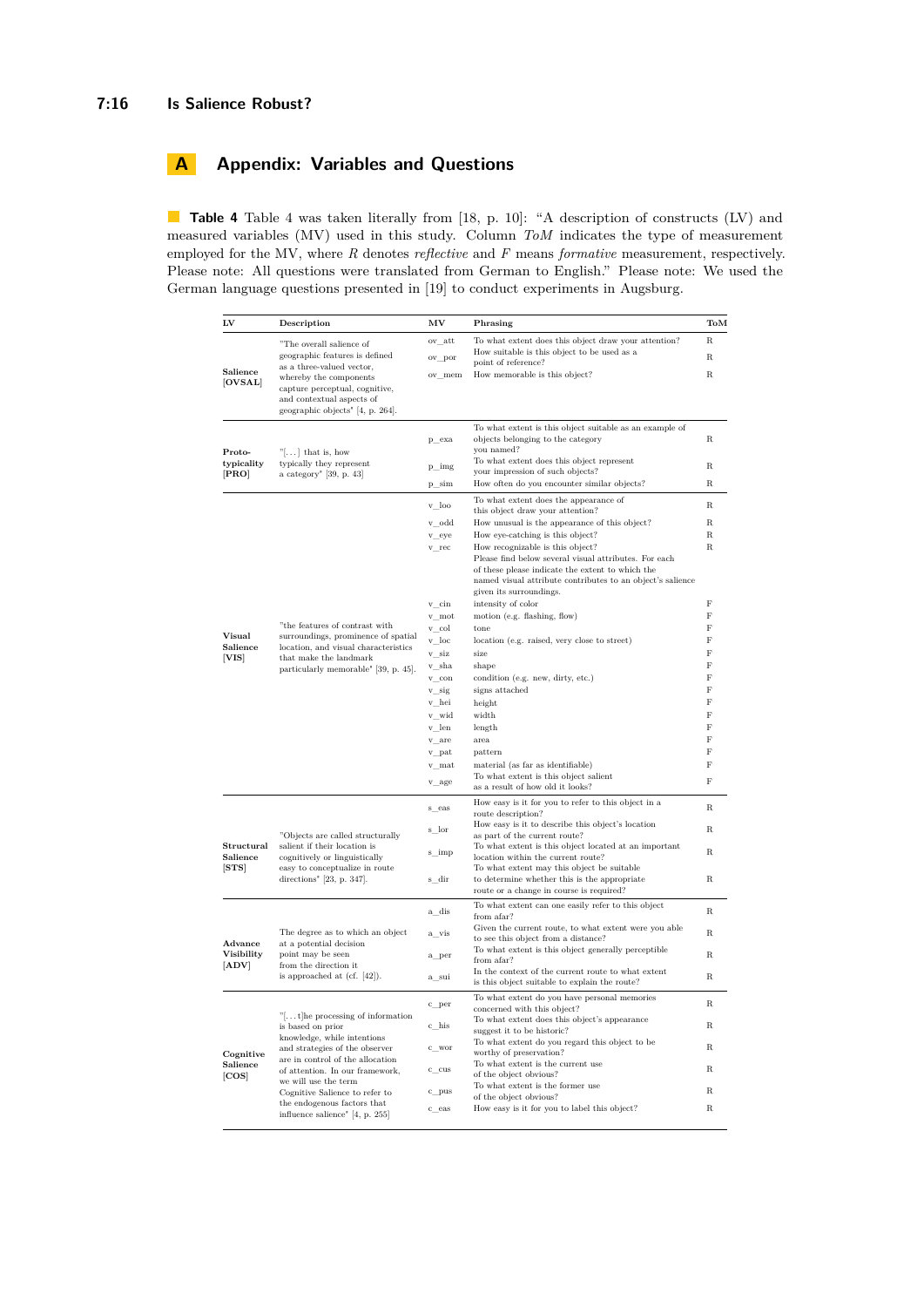# A Appendix: Variables and Questions

**Table 4** Table 4 was taken literally from [18, p. 10]: "A description of constructs (LV) and measured variables (MV) used in this study. Column *ToM* indicates the type of measurement employed for the MV, where *R* denotes *reflective* and *F* means *formative* measurement, respectively. Please note: All questions were translated from German to English." Please note: We used the German language questions presented in [19] to conduct experiments in Augsburg.

| LV | Description | MV | Phrasing | ToM |
|---|---|---|---|---|
| **Salience [OVSAL]** | "The overall salience of geographic features is defined as a three-valued vector, whereby the components capture perceptual, cognitive, and contextual aspects of geographic objects" [4, p. 264]. | ov_att | To what extent does this object draw your attention? | R |
| | | ov_por | How suitable is this object to be used as a point of reference? | R |
| | | ov_mem | How memorable is this object? | R |
| **Proto-typicality [PRO]** | "[…] that is, how typically they represent a category" [39, p. 43] | p_exa | To what extent is this object suitable as an example of objects belonging to the category you named? | R |
| | | p_img | To what extent does this object represent your impression of such objects? | R |
| | | p_sim | How often do you encounter similar objects? | R |
| **Visual Salience [VIS]** | "the features of contrast with surroundings, prominence of spatial location, and visual characteristics that make the landmark particularly memorable" [39, p. 45]. | v_loo | To what extent does the appearance of this object draw your attention? | R |
| | | v_odd | How unusual is the appearance of this object? | R |
| | | v_eye | How eye-catching is this object? | R |
| | | v_rec | How recognizable is this object? | R |
| | | | Please find below several visual attributes. For each of these please indicate the extent to which the named visual attribute contributes to an object's salience given its surroundings. | |
| | | v_cin | intensity of color | F |
| | | v_mot | motion (e.g. flashing, flow) | F |
| | | v_col | tone | F |
| | | v_loc | location (e.g. raised, very close to street) | F |
| | | v_siz | size | F |
| | | v_sha | shape | F |
| | | v_con | condition (e.g. new, dirty, etc.) | F |
| | | v_sig | signs attached | F |
| | | v_hei | height | F |
| | | v_wid | width | F |
| | | v_len | length | F |
| | | v_are | area | F |
| | | v_pat | pattern | F |
| | | v_mat | material (as far as identifiable) | F |
| | | v_age | To what extent is this object salient as a result of how old it looks? | F |
| **Structural Salience [STS]** | "Objects are called structurally salient if their location is cognitively or linguistically easy to conceptualize in route directions" [23, p. 347]. | s_eas | How easy is it for you to refer to this object in a route description? | R |
| | | s_lor | How easy is it to describe this object's location as part of the current route? | R |
| | | s_imp | To what extent is this object located at an important location within the current route? | R |
| | | s_dir | To what extent may this object be suitable to determine whether this is the appropriate route or a change in course is required? | R |
| **Advance Visibility [ADV]** | The degree as to which an object at a potential decision point may be seen from the direction it is approached at (cf. [42]). | a_dis | To what extent can one easily refer to this object from afar? | R |
| | | a_vis | Given the current route, to what extent were you able to see this object from a distance? | R |
| | | a_per | To what extent is this object generally perceptible from afar? | R |
| | | a_sui | In the context of the current route to what extent is this object suitable to explain the route? | R |
| **Cognitive Salience [COS]** | "[…t]he processing of information is based on prior knowledge, while intentions and strategies of the observer are in control of the allocation of attention. In our framework, we will use the term Cognitive Salience to refer to the endogenous factors that influence salience" [4, p. 255] | c_per | To what extent do you have personal memories concerned with this object? | R |
| | | c_his | To what extent does this object's appearance suggest it to be historic? | R |
| | | c_wor | To what extent do you regard this object to be worthy of preservation? | R |
| | | c_cus | To what extent is the current use of the object obvious? | R |
| | | c_pus | To what extent is the former use of the object obvious? | R |
| | | c_eas | How easy is it for you to label this object? | R |